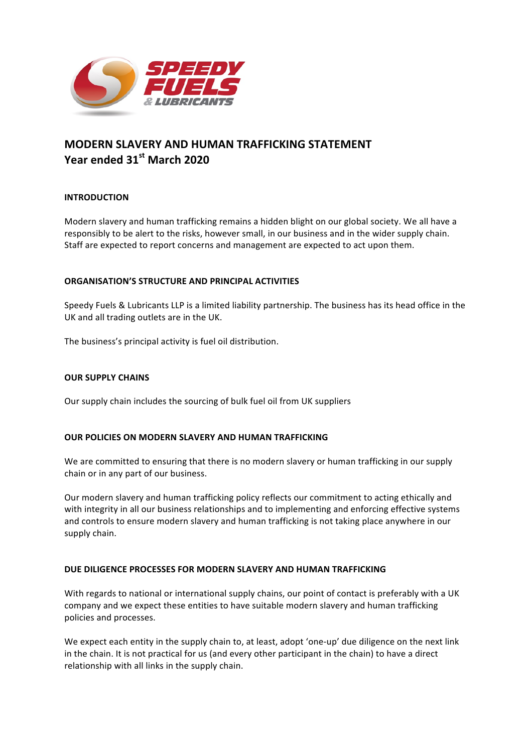# MODERN SLAVERY AND HUMAN TRAFFICKING STATEMENT
## Year ended 31st March 2020

**INTRODUCTION**

Modern slavery and human trafficking remains a hidden blight on our global society. We all have a responsibly to be alert to the risks, however small, in our business and in the wider supply chain. Staff are expected to report concerns and management are expected to act upon them.

**ORGANISATION'S STRUCTURE AND PRINCIPAL ACTIVITIES**

Speedy Fuels & Lubricants LLP is a limited liability partnership. The business has its head office in the UK and all trading outlets are in the UK.

The business's principal activity is fuel oil distribution.

**OUR SUPPLY CHAINS**

Our supply chain includes the sourcing of bulk fuel oil from UK suppliers

**OUR POLICIES ON MODERN SLAVERY AND HUMAN TRAFFICKING**

We are committed to ensuring that there is no modern slavery or human trafficking in our supply chain or in any part of our business.

Our modern slavery and human trafficking policy reflects our commitment to acting ethically and with integrity in all our business relationships and to implementing and enforcing effective systems and controls to ensure modern slavery and human trafficking is not taking place anywhere in our supply chain.

**DUE DILIGENCE PROCESSES FOR MODERN SLAVERY AND HUMAN TRAFFICKING**

With regards to national or international supply chains, our point of contact is preferably with a UK company and we expect these entities to have suitable modern slavery and human trafficking policies and processes.

We expect each entity in the supply chain to, at least, adopt 'one-up' due diligence on the next link in the chain. It is not practical for us (and every other participant in the chain) to have a direct relationship with all links in the supply chain.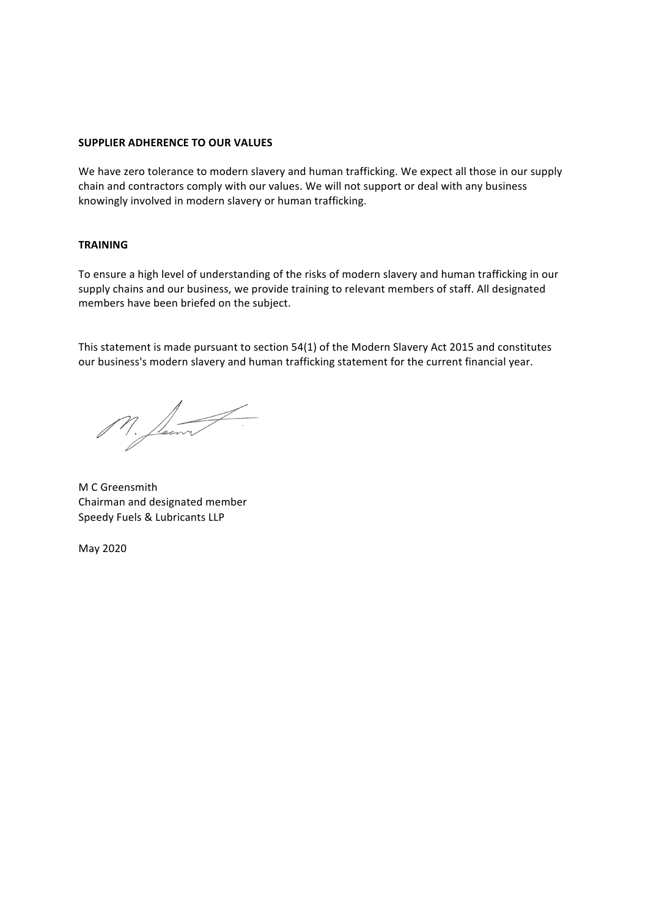**SUPPLIER ADHERENCE TO OUR VALUES**

We have zero tolerance to modern slavery and human trafficking. We expect all those in our supply chain and contractors comply with our values. We will not support or deal with any business knowingly involved in modern slavery or human trafficking.

**TRAINING**

To ensure a high level of understanding of the risks of modern slavery and human trafficking in our supply chains and our business, we provide training to relevant members of staff. All designated members have been briefed on the subject.

This statement is made pursuant to section 54(1) of the Modern Slavery Act 2015 and constitutes our business's modern slavery and human trafficking statement for the current financial year.

M C Greensmith
Chairman and designated member
Speedy Fuels & Lubricants LLP

May 2020